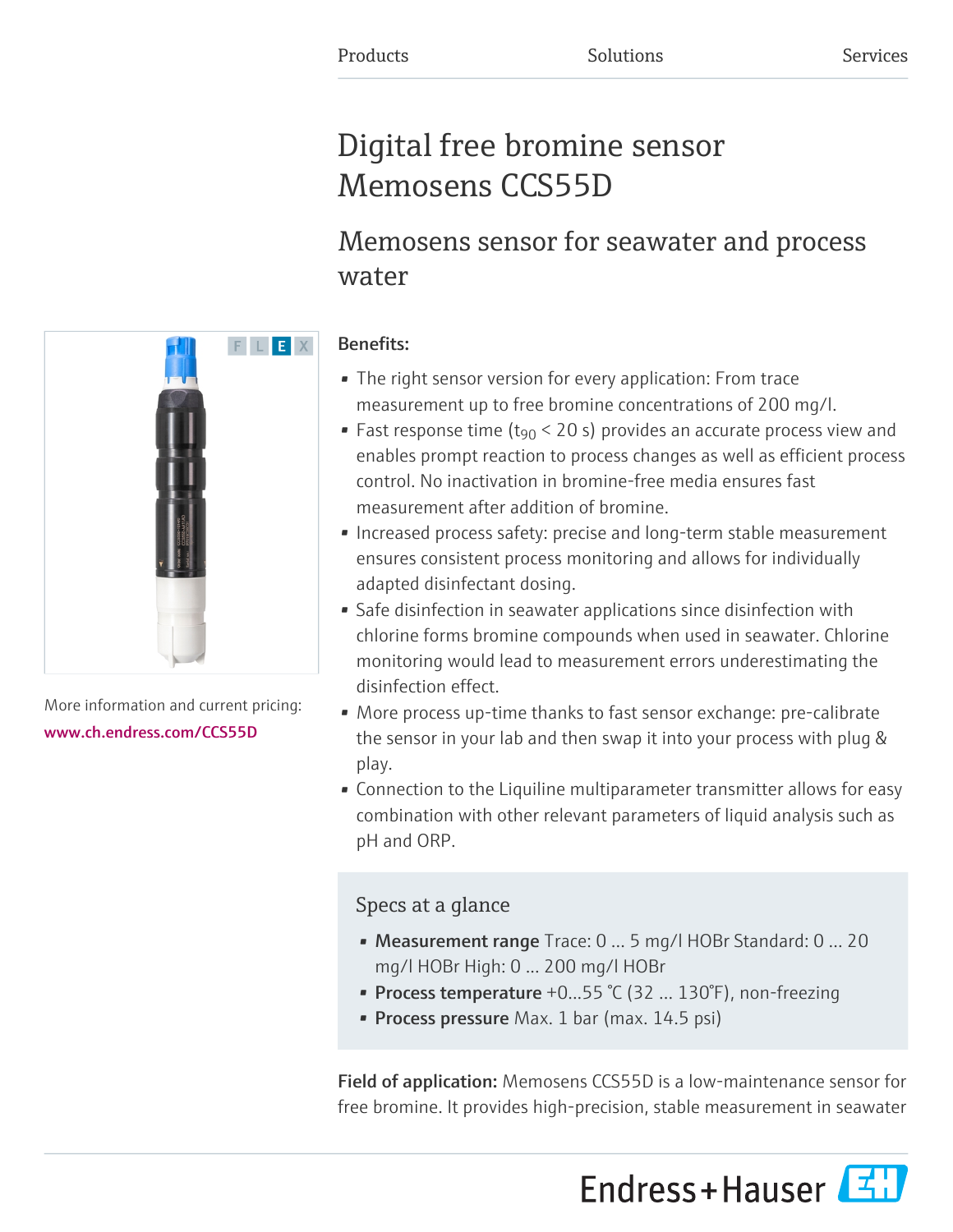Products Solutions Services

# Digital free bromine sensor Memosens CCS55D

## Memosens sensor for seawater and process water

More information and current pricing:
www.ch.endress.com/CCS55D

**Benefits:**

- The right sensor version for every application: From trace measurement up to free bromine concentrations of 200 mg/l.
- Fast response time ($t_{90}$ < 20 s) provides an accurate process view and enables prompt reaction to process changes as well as efficient process control. No inactivation in bromine-free media ensures fast measurement after addition of bromine.
- Increased process safety: precise and long-term stable measurement ensures consistent process monitoring and allows for individually adapted disinfectant dosing.
- Safe disinfection in seawater applications since disinfection with chlorine forms bromine compounds when used in seawater. Chlorine monitoring would lead to measurement errors underestimating the disinfection effect.
- More process up-time thanks to fast sensor exchange: pre-calibrate the sensor in your lab and then swap it into your process with plug & play.
- Connection to the Liquiline multiparameter transmitter allows for easy combination with other relevant parameters of liquid analysis such as pH and ORP.

### Specs at a glance

- **Measurement range** Trace: 0 ... 5 mg/l HOBr Standard: 0 ... 20 mg/l HOBr High: 0 ... 200 mg/l HOBr
- **Process temperature** +0...55 °C (32 ... 130°F), non-freezing
- **Process pressure** Max. 1 bar (max. 14.5 psi)

**Field of application:** Memosens CCS55D is a low-maintenance sensor for free bromine. It provides high-precision, stable measurement in seawater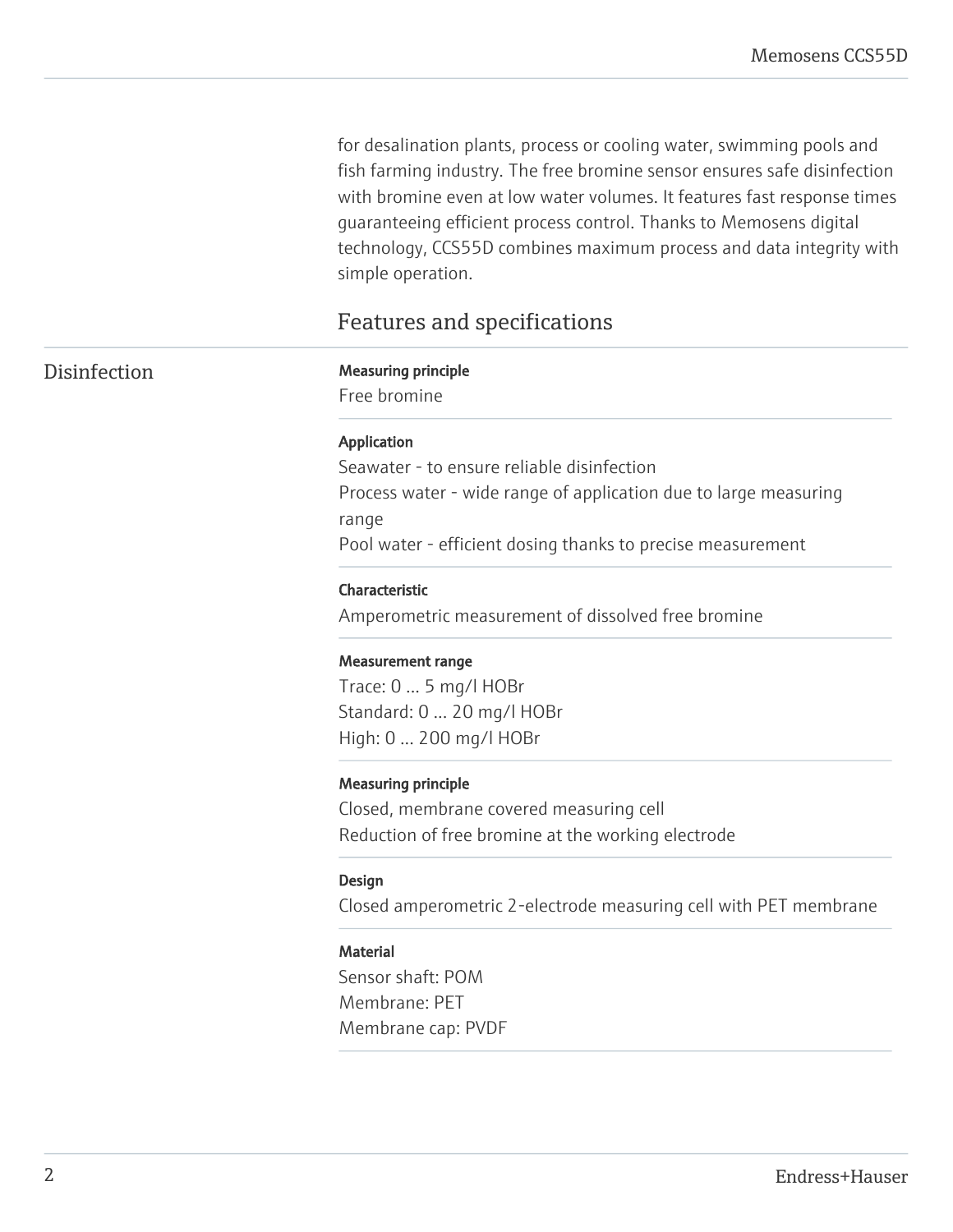for desalination plants, process or cooling water, swimming pools and fish farming industry. The free bromine sensor ensures safe disinfection with bromine even at low water volumes. It features fast response times guaranteeing efficient process control. Thanks to Memosens digital technology, CCS55D combines maximum process and data integrity with simple operation.

## Features and specifications

### Disinfection

**Measuring principle**

Free bromine

**Application**

Seawater - to ensure reliable disinfection
Process water - wide range of application due to large measuring range
Pool water - efficient dosing thanks to precise measurement

**Characteristic**

Amperometric measurement of dissolved free bromine

**Measurement range**

Trace: 0 ... 5 mg/l HOBr
Standard: 0 ... 20 mg/l HOBr
High: 0 ... 200 mg/l HOBr

**Measuring principle**

Closed, membrane covered measuring cell
Reduction of free bromine at the working electrode

**Design**

Closed amperometric 2-electrode measuring cell with PET membrane

**Material**

Sensor shaft: POM
Membrane: PET
Membrane cap: PVDF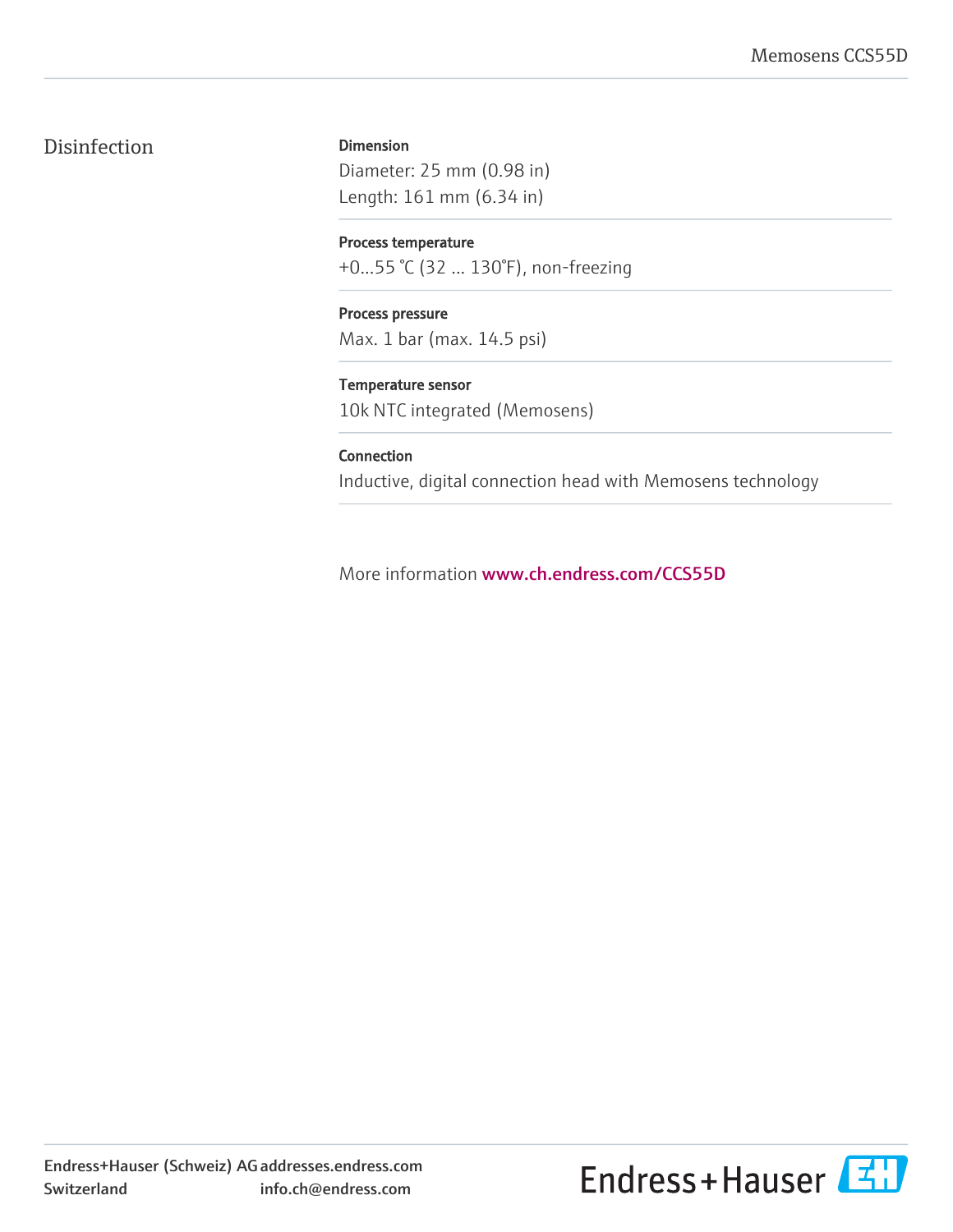## Disinfection

**Dimension**

Diameter: 25 mm (0.98 in)

Length: 161 mm (6.34 in)

**Process temperature**

+0...55 °C (32 ... 130°F), non-freezing

**Process pressure**

Max. 1 bar (max. 14.5 psi)

**Temperature sensor**

10k NTC integrated (Memosens)

**Connection**

Inductive, digital connection head with Memosens technology

More information **www.ch.endress.com/CCS55D**

Endress+Hauser (Schweiz) AG
Switzerland

addresses.endress.com
info.ch@endress.com